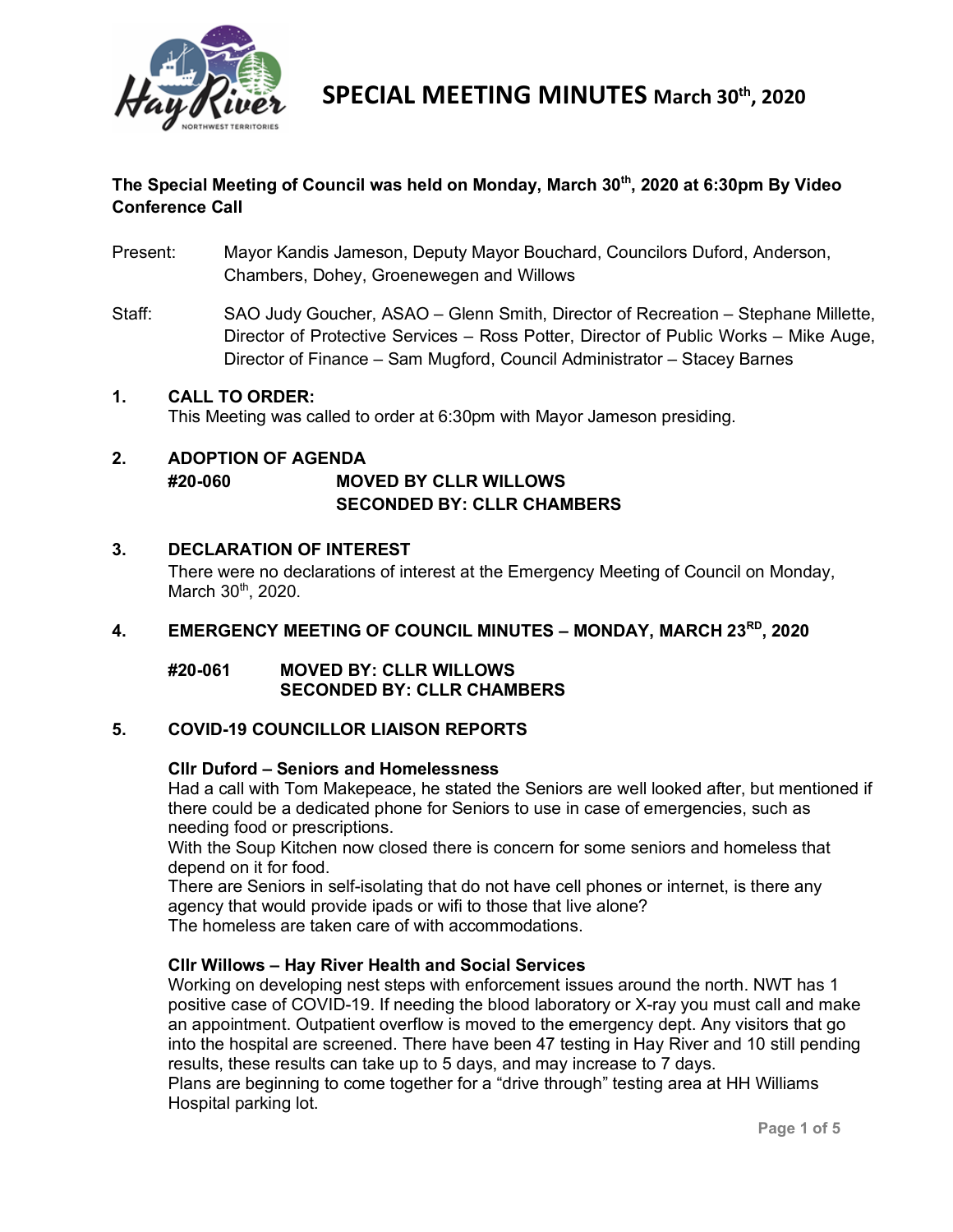# SPECIAL MEETING MINUTES March 30th, 2020

**The Special Meeting of Council was held on Monday, March 30th, 2020 at 6:30pm By Video Conference Call**

Present: Mayor Kandis Jameson, Deputy Mayor Bouchard, Councilors Duford, Anderson, Chambers, Dohey, Groenewegen and Willows

Staff: SAO Judy Goucher, ASAO – Glenn Smith, Director of Recreation – Stephane Millette, Director of Protective Services – Ross Potter, Director of Public Works – Mike Auge, Director of Finance – Sam Mugford, Council Administrator – Stacey Barnes

## 1. CALL TO ORDER:

This Meeting was called to order at 6:30pm with Mayor Jameson presiding.

## 2. ADOPTION OF AGENDA

**#20-060 MOVED BY CLLR WILLOWS**
**SECONDED BY: CLLR CHAMBERS**

## 3. DECLARATION OF INTEREST

There were no declarations of interest at the Emergency Meeting of Council on Monday, March 30th, 2020.

## 4. EMERGENCY MEETING OF COUNCIL MINUTES – MONDAY, MARCH 23RD, 2020

**#20-061 MOVED BY: CLLR WILLOWS**
**SECONDED BY: CLLR CHAMBERS**

## 5. COVID-19 COUNCILLOR LIAISON REPORTS

**Cllr Duford – Seniors and Homelessness**

Had a call with Tom Makepeace, he stated the Seniors are well looked after, but mentioned if there could be a dedicated phone for Seniors to use in case of emergencies, such as needing food or prescriptions.

With the Soup Kitchen now closed there is concern for some seniors and homeless that depend on it for food.

There are Seniors in self-isolating that do not have cell phones or internet, is there any agency that would provide ipads or wifi to those that live alone?

The homeless are taken care of with accommodations.

**Cllr Willows – Hay River Health and Social Services**

Working on developing nest steps with enforcement issues around the north. NWT has 1 positive case of COVID-19. If needing the blood laboratory or X-ray you must call and make an appointment. Outpatient overflow is moved to the emergency dept. Any visitors that go into the hospital are screened. There have been 47 testing in Hay River and 10 still pending results, these results can take up to 5 days, and may increase to 7 days.

Plans are beginning to come together for a "drive through" testing area at HH Williams Hospital parking lot.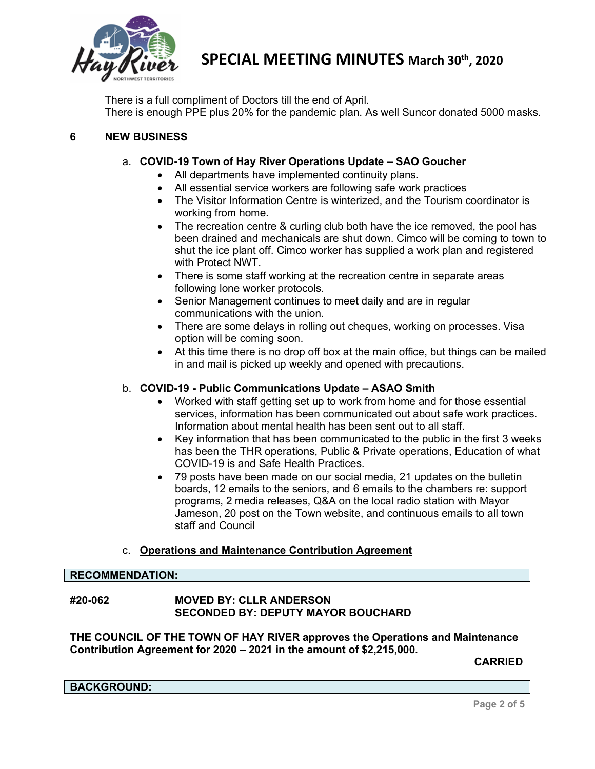There is a full compliment of Doctors till the end of April.
There is enough PPE plus 20% for the pandemic plan. As well Suncor donated 5000 masks.

## 6 NEW BUSINESS

a. **COVID-19 Town of Hay River Operations Update – SAO Goucher**

- All departments have implemented continuity plans.
- All essential service workers are following safe work practices
- The Visitor Information Centre is winterized, and the Tourism coordinator is working from home.
- The recreation centre & curling club both have the ice removed, the pool has been drained and mechanicals are shut down. Cimco will be coming to town to shut the ice plant off. Cimco worker has supplied a work plan and registered with Protect NWT.
- There is some staff working at the recreation centre in separate areas following lone worker protocols.
- Senior Management continues to meet daily and are in regular communications with the union.
- There are some delays in rolling out cheques, working on processes. Visa option will be coming soon.
- At this time there is no drop off box at the main office, but things can be mailed in and mail is picked up weekly and opened with precautions.

b. **COVID-19 - Public Communications Update – ASAO Smith**

- Worked with staff getting set up to work from home and for those essential services, information has been communicated out about safe work practices. Information about mental health has been sent out to all staff.
- Key information that has been communicated to the public in the first 3 weeks has been the THR operations, Public & Private operations, Education of what COVID-19 is and Safe Health Practices.
- 79 posts have been made on our social media, 21 updates on the bulletin boards, 12 emails to the seniors, and 6 emails to the chambers re: support programs, 2 media releases, Q&A on the local radio station with Mayor Jameson, 20 post on the Town website, and continuous emails to all town staff and Council

c. **Operations and Maintenance Contribution Agreement**

**RECOMMENDATION:**

**#20-062** **MOVED BY: CLLR ANDERSON**
**SECONDED BY: DEPUTY MAYOR BOUCHARD**

**THE COUNCIL OF THE TOWN OF HAY RIVER approves the Operations and Maintenance Contribution Agreement for 2020 – 2021 in the amount of $2,215,000.**

**CARRIED**

**BACKGROUND:**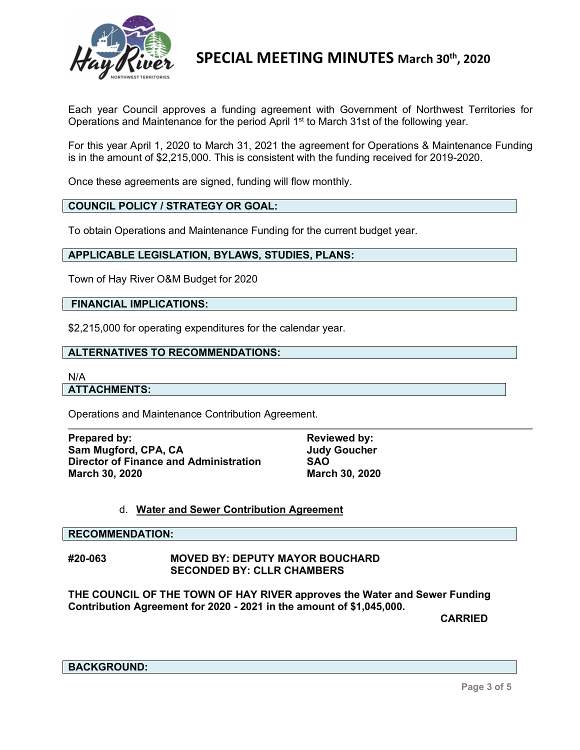Each year Council approves a funding agreement with Government of Northwest Territories for Operations and Maintenance for the period April 1st to March 31st of the following year.

For this year April 1, 2020 to March 31, 2021 the agreement for Operations & Maintenance Funding is in the amount of $2,215,000. This is consistent with the funding received for 2019-2020.

Once these agreements are signed, funding will flow monthly.

**COUNCIL POLICY / STRATEGY OR GOAL:**

To obtain Operations and Maintenance Funding for the current budget year.

**APPLICABLE LEGISLATION, BYLAWS, STUDIES, PLANS:**

Town of Hay River O&M Budget for 2020

**FINANCIAL IMPLICATIONS:**

$2,215,000 for operating expenditures for the calendar year.

**ALTERNATIVES TO RECOMMENDATIONS:**

N/A

**ATTACHMENTS:**

Operations and Maintenance Contribution Agreement.

---

**Prepared by:**
**Sam Mugford, CPA, CA**
**Director of Finance and Administration**
**March 30, 2020**

**Reviewed by:**
**Judy Goucher**
**SAO**
**March 30, 2020**

d. **Water and Sewer Contribution Agreement**

**RECOMMENDATION:**

**#20-063** **MOVED BY: DEPUTY MAYOR BOUCHARD**
**SECONDED BY: CLLR CHAMBERS**

**THE COUNCIL OF THE TOWN OF HAY RIVER approves the Water and Sewer Funding Contribution Agreement for 2020 - 2021 in the amount of $1,045,000.**

**CARRIED**

**BACKGROUND:**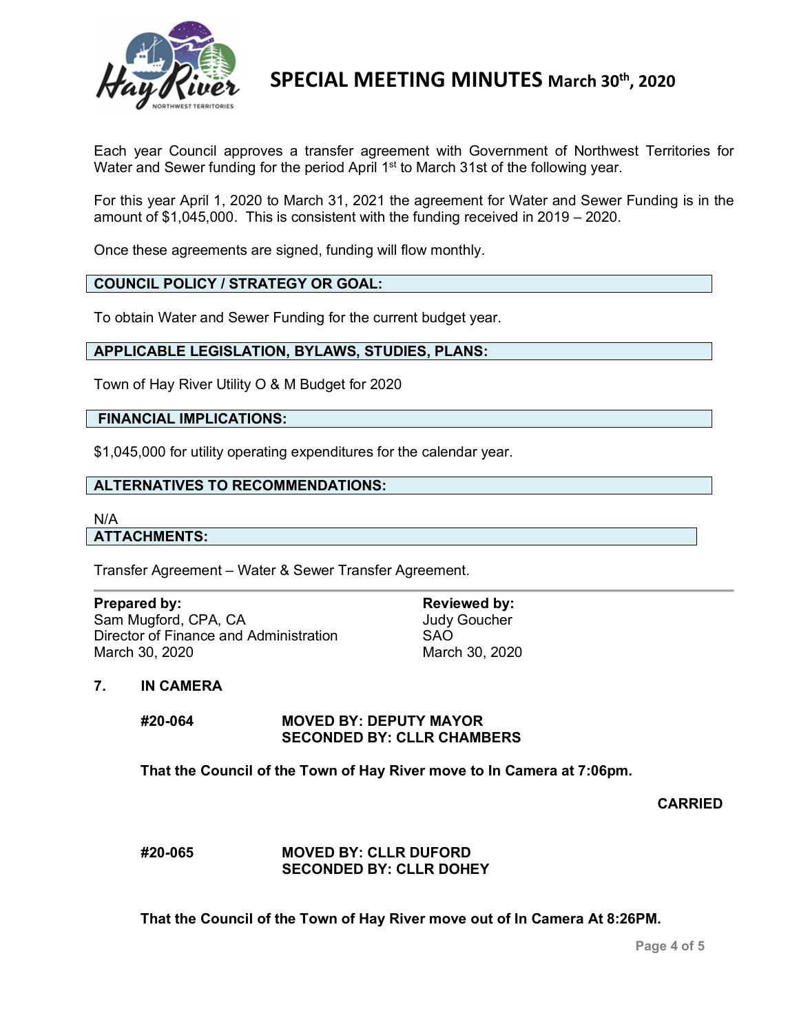Each year Council approves a transfer agreement with Government of Northwest Territories for Water and Sewer funding for the period April 1st to March 31st of the following year.

For this year April 1, 2020 to March 31, 2021 the agreement for Water and Sewer Funding is in the amount of $1,045,000. This is consistent with the funding received in 2019 – 2020.

Once these agreements are signed, funding will flow monthly.

**COUNCIL POLICY / STRATEGY OR GOAL:**

To obtain Water and Sewer Funding for the current budget year.

**APPLICABLE LEGISLATION, BYLAWS, STUDIES, PLANS:**

Town of Hay River Utility O & M Budget for 2020

**FINANCIAL IMPLICATIONS:**

$1,045,000 for utility operating expenditures for the calendar year.

**ALTERNATIVES TO RECOMMENDATIONS:**

N/A

**ATTACHMENTS:**

Transfer Agreement – Water & Sewer Transfer Agreement.

---

**Prepared by:**
Sam Mugford, CPA, CA
Director of Finance and Administration
March 30, 2020

**Reviewed by:**
Judy Goucher
SAO
March 30, 2020

## 7. IN CAMERA

**#20-064** **MOVED BY: DEPUTY MAYOR**
**SECONDED BY: CLLR CHAMBERS**

**That the Council of the Town of Hay River move to In Camera at 7:06pm.**

**CARRIED**

**#20-065** **MOVED BY: CLLR DUFORD**
**SECONDED BY: CLLR DOHEY**

**That the Council of the Town of Hay River move out of In Camera At 8:26PM.**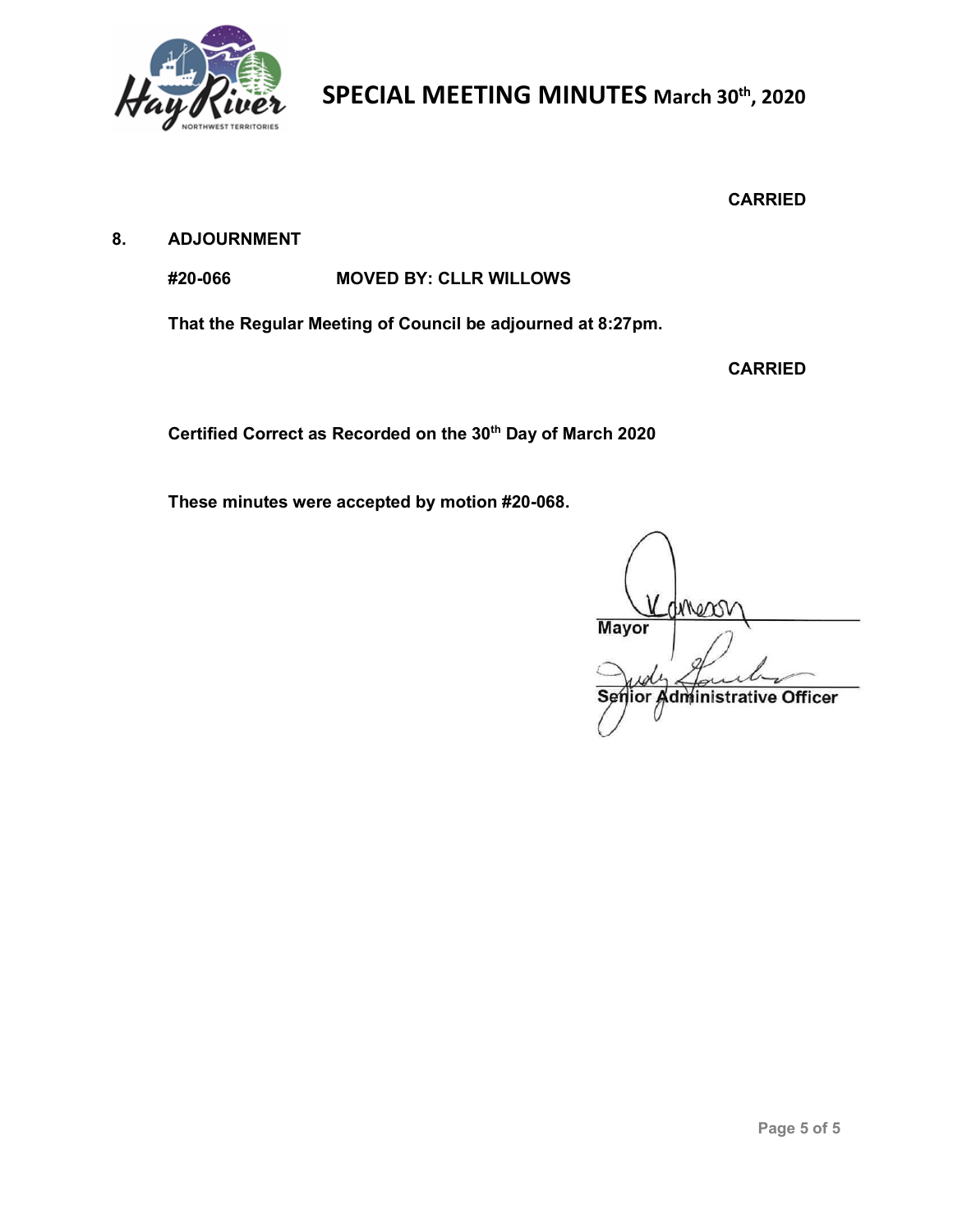**CARRIED**

## 8. ADJOURNMENT

**#20-066 MOVED BY: CLLR WILLOWS**

**That the Regular Meeting of Council be adjourned at 8:27pm.**

**CARRIED**

**Certified Correct as Recorded on the 30th Day of March 2020**

**These minutes were accepted by motion #20-068.**

Mayor

Senior Administrative Officer